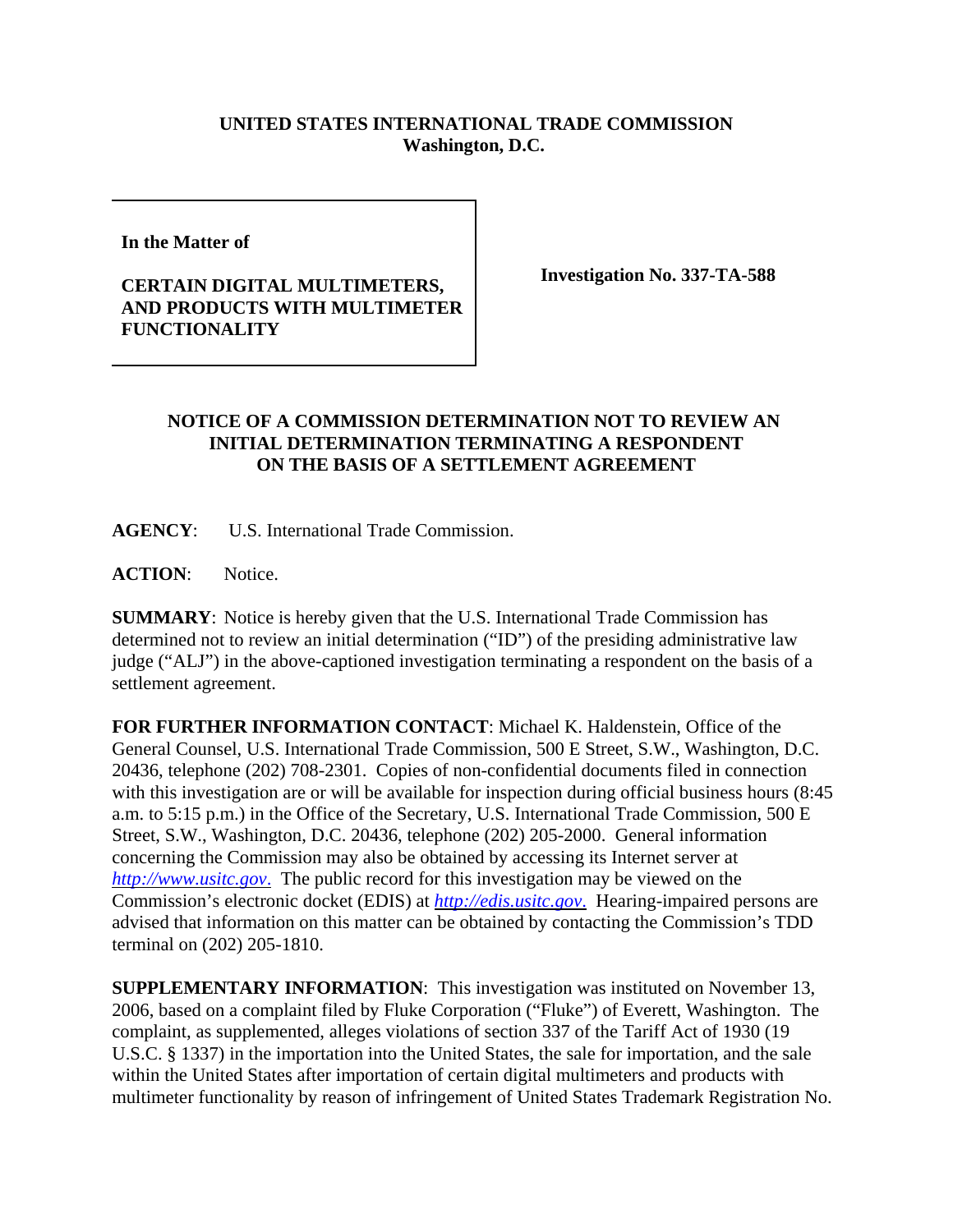**UNITED STATES INTERNATIONAL TRADE COMMISSION**
**Washington, D.C.**

| In the Matter of<br><br>**CERTAIN DIGITAL MULTIMETERS, AND PRODUCTS WITH MULTIMETER FUNCTIONALITY** | **Investigation No. 337-TA-588** |
| --- | --- |

**NOTICE OF A COMMISSION DETERMINATION NOT TO REVIEW AN INITIAL DETERMINATION TERMINATING A RESPONDENT ON THE BASIS OF A SETTLEMENT AGREEMENT**

**AGENCY**: U.S. International Trade Commission.

**ACTION**: Notice.

**SUMMARY**: Notice is hereby given that the U.S. International Trade Commission has determined not to review an initial determination ("ID") of the presiding administrative law judge ("ALJ") in the above-captioned investigation terminating a respondent on the basis of a settlement agreement.

**FOR FURTHER INFORMATION CONTACT**: Michael K. Haldenstein, Office of the General Counsel, U.S. International Trade Commission, 500 E Street, S.W., Washington, D.C. 20436, telephone (202) 708-2301. Copies of non-confidential documents filed in connection with this investigation are or will be available for inspection during official business hours (8:45 a.m. to 5:15 p.m.) in the Office of the Secretary, U.S. International Trade Commission, 500 E Street, S.W., Washington, D.C. 20436, telephone (202) 205-2000. General information concerning the Commission may also be obtained by accessing its Internet server at *http://www.usitc.gov*. The public record for this investigation may be viewed on the Commission's electronic docket (EDIS) at *http://edis.usitc.gov*. Hearing-impaired persons are advised that information on this matter can be obtained by contacting the Commission's TDD terminal on (202) 205-1810.

**SUPPLEMENTARY INFORMATION**: This investigation was instituted on November 13, 2006, based on a complaint filed by Fluke Corporation ("Fluke") of Everett, Washington. The complaint, as supplemented, alleges violations of section 337 of the Tariff Act of 1930 (19 U.S.C. § 1337) in the importation into the United States, the sale for importation, and the sale within the United States after importation of certain digital multimeters and products with multimeter functionality by reason of infringement of United States Trademark Registration No.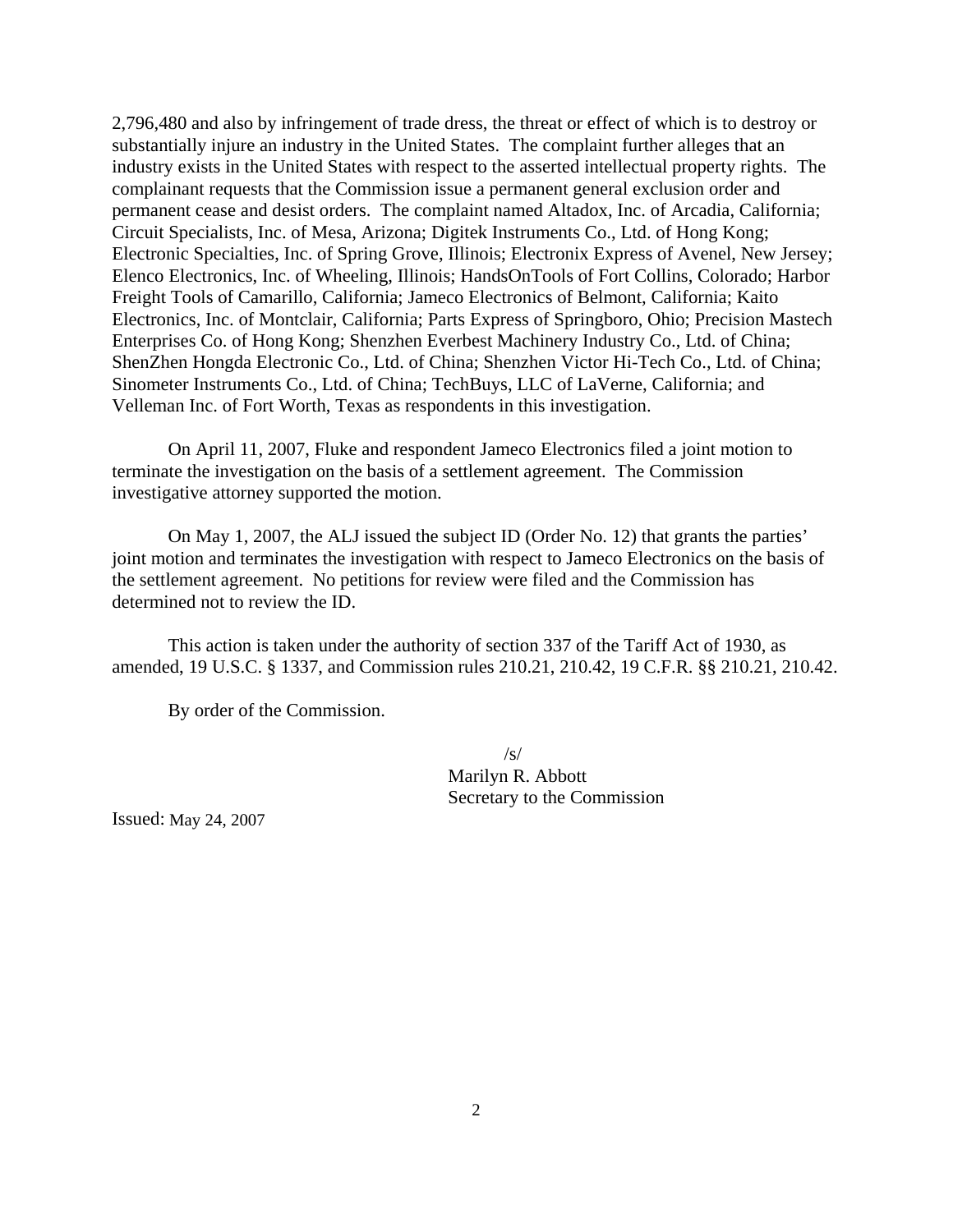2,796,480 and also by infringement of trade dress, the threat or effect of which is to destroy or substantially injure an industry in the United States. The complaint further alleges that an industry exists in the United States with respect to the asserted intellectual property rights. The complainant requests that the Commission issue a permanent general exclusion order and permanent cease and desist orders. The complaint named Altadox, Inc. of Arcadia, California; Circuit Specialists, Inc. of Mesa, Arizona; Digitek Instruments Co., Ltd. of Hong Kong; Electronic Specialties, Inc. of Spring Grove, Illinois; Electronix Express of Avenel, New Jersey; Elenco Electronics, Inc. of Wheeling, Illinois; HandsOnTools of Fort Collins, Colorado; Harbor Freight Tools of Camarillo, California; Jameco Electronics of Belmont, California; Kaito Electronics, Inc. of Montclair, California; Parts Express of Springboro, Ohio; Precision Mastech Enterprises Co. of Hong Kong; Shenzhen Everbest Machinery Industry Co., Ltd. of China; ShenZhen Hongda Electronic Co., Ltd. of China; Shenzhen Victor Hi-Tech Co., Ltd. of China; Sinometer Instruments Co., Ltd. of China; TechBuys, LLC of LaVerne, California; and Velleman Inc. of Fort Worth, Texas as respondents in this investigation.

On April 11, 2007, Fluke and respondent Jameco Electronics filed a joint motion to terminate the investigation on the basis of a settlement agreement. The Commission investigative attorney supported the motion.

On May 1, 2007, the ALJ issued the subject ID (Order No. 12) that grants the parties' joint motion and terminates the investigation with respect to Jameco Electronics on the basis of the settlement agreement. No petitions for review were filed and the Commission has determined not to review the ID.

This action is taken under the authority of section 337 of the Tariff Act of 1930, as amended, 19 U.S.C. § 1337, and Commission rules 210.21, 210.42, 19 C.F.R. §§ 210.21, 210.42.

By order of the Commission.

/s/
Marilyn R. Abbott
Secretary to the Commission

Issued: May 24, 2007